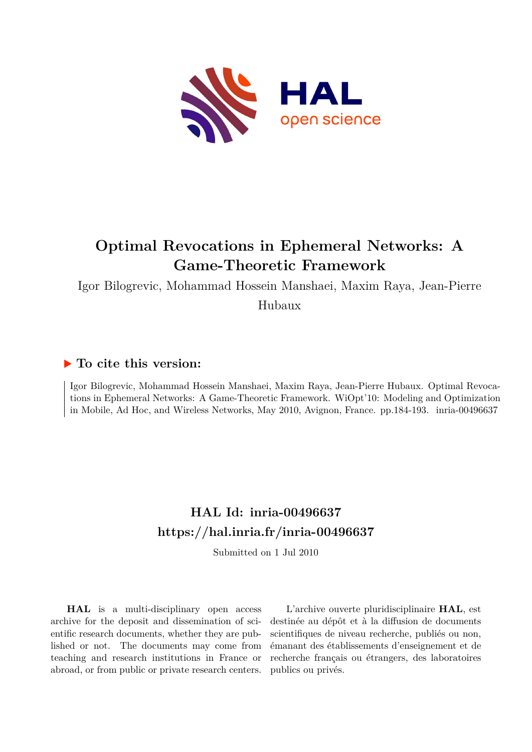# Optimal Revocations in Ephemeral Networks: A Game-Theoretic Framework

Igor Bilogrevic, Mohammad Hossein Manshaei, Maxim Raya, Jean-Pierre Hubaux

### ▶ To cite this version:

Igor Bilogrevic, Mohammad Hossein Manshaei, Maxim Raya, Jean-Pierre Hubaux. Optimal Revocations in Ephemeral Networks: A Game-Theoretic Framework. WiOpt'10: Modeling and Optimization in Mobile, Ad Hoc, and Wireless Networks, May 2010, Avignon, France. pp.184-193. inria-00496637

## HAL Id: inria-00496637

## https://hal.inria.fr/inria-00496637

Submitted on 1 Jul 2010

**HAL** is a multi-disciplinary open access archive for the deposit and dissemination of scientific research documents, whether they are published or not. The documents may come from teaching and research institutions in France or abroad, or from public or private research centers.

L'archive ouverte pluridisciplinaire **HAL**, est destinée au dépôt et à la diffusion de documents scientifiques de niveau recherche, publiés ou non, émanant des établissements d'enseignement et de recherche français ou étrangers, des laboratoires publics ou privés.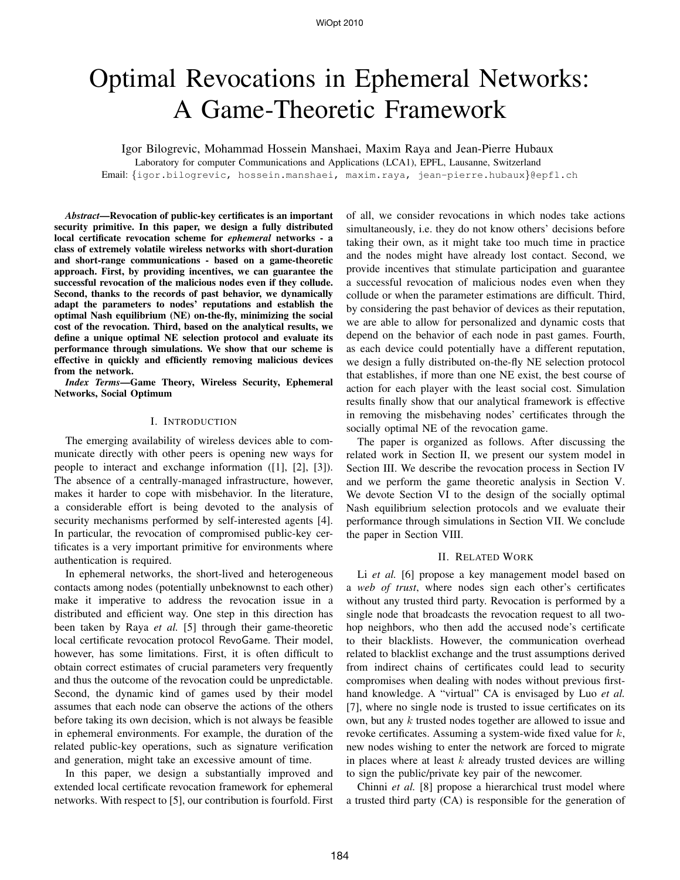# Optimal Revocations in Ephemeral Networks: A Game-Theoretic Framework

Igor Bilogrevic, Mohammad Hossein Manshaei, Maxim Raya and Jean-Pierre Hubaux

Laboratory for computer Communications and Applications (LCA1), EPFL, Lausanne, Switzerland

Email: {igor.bilogrevic, hossein.manshaei, maxim.raya, jean-pierre.hubaux}@epfl.ch

***Abstract*—Revocation of public-key certificates is an important security primitive. In this paper, we design a fully distributed local certificate revocation scheme for *ephemeral* networks - a class of extremely volatile wireless networks with short-duration and short-range communications - based on a game-theoretic approach. First, by providing incentives, we can guarantee the successful revocation of the malicious nodes even if they collude. Second, thanks to the records of past behavior, we dynamically adapt the parameters to nodes' reputations and establish the optimal Nash equilibrium (NE) on-the-fly, minimizing the social cost of the revocation. Third, based on the analytical results, we define a unique optimal NE selection protocol and evaluate its performance through simulations. We show that our scheme is effective in quickly and efficiently removing malicious devices from the network.**

***Index Terms*—Game Theory, Wireless Security, Ephemeral Networks, Social Optimum**

## I. Introduction

The emerging availability of wireless devices able to communicate directly with other peers is opening new ways for people to interact and exchange information ([1], [2], [3]). The absence of a centrally-managed infrastructure, however, makes it harder to cope with misbehavior. In the literature, a considerable effort is being devoted to the analysis of security mechanisms performed by self-interested agents [4]. In particular, the revocation of compromised public-key certificates is a very important primitive for environments where authentication is required.

In ephemeral networks, the short-lived and heterogeneous contacts among nodes (potentially unbeknownst to each other) make it imperative to address the revocation issue in a distributed and efficient way. One step in this direction has been taken by Raya *et al.* [5] through their game-theoretic local certificate revocation protocol RevoGame. Their model, however, has some limitations. First, it is often difficult to obtain correct estimates of crucial parameters very frequently and thus the outcome of the revocation could be unpredictable. Second, the dynamic kind of games used by their model assumes that each node can observe the actions of the others before taking its own decision, which is not always feasible in ephemeral environments. For example, the duration of the related public-key operations, such as signature verification and generation, might take an excessive amount of time.

In this paper, we design a substantially improved and extended local certificate revocation framework for ephemeral networks. With respect to [5], our contribution is fourfold. First of all, we consider revocations in which nodes take actions simultaneously, i.e. they do not know others' decisions before taking their own, as it might take too much time in practice and the nodes might have already lost contact. Second, we provide incentives that stimulate participation and guarantee a successful revocation of malicious nodes even when they collude or when the parameter estimations are difficult. Third, by considering the past behavior of devices as their reputation, we are able to allow for personalized and dynamic costs that depend on the behavior of each node in past games. Fourth, as each device could potentially have a different reputation, we design a fully distributed on-the-fly NE selection protocol that establishes, if more than one NE exist, the best course of action for each player with the least social cost. Simulation results finally show that our analytical framework is effective in removing the misbehaving nodes' certificates through the socially optimal NE of the revocation game.

The paper is organized as follows. After discussing the related work in Section II, we present our system model in Section III. We describe the revocation process in Section IV and we perform the game theoretic analysis in Section V. We devote Section VI to the design of the socially optimal Nash equilibrium selection protocols and we evaluate their performance through simulations in Section VII. We conclude the paper in Section VIII.

## II. Related Work

Li *et al.* [6] propose a key management model based on a *web of trust*, where nodes sign each other's certificates without any trusted third party. Revocation is performed by a single node that broadcasts the revocation request to all two-hop neighbors, who then add the accused node's certificate to their blacklists. However, the communication overhead related to blacklist exchange and the trust assumptions derived from indirect chains of certificates could lead to security compromises when dealing with nodes without previous first-hand knowledge. A "virtual" CA is envisaged by Luo *et al.* [7], where no single node is trusted to issue certificates on its own, but any $k$ trusted nodes together are allowed to issue and revoke certificates. Assuming a system-wide fixed value for $k$, new nodes wishing to enter the network are forced to migrate in places where at least $k$ already trusted devices are willing to sign the public/private key pair of the newcomer.

Chinni *et al.* [8] propose a hierarchical trust model where a trusted third party (CA) is responsible for the generation of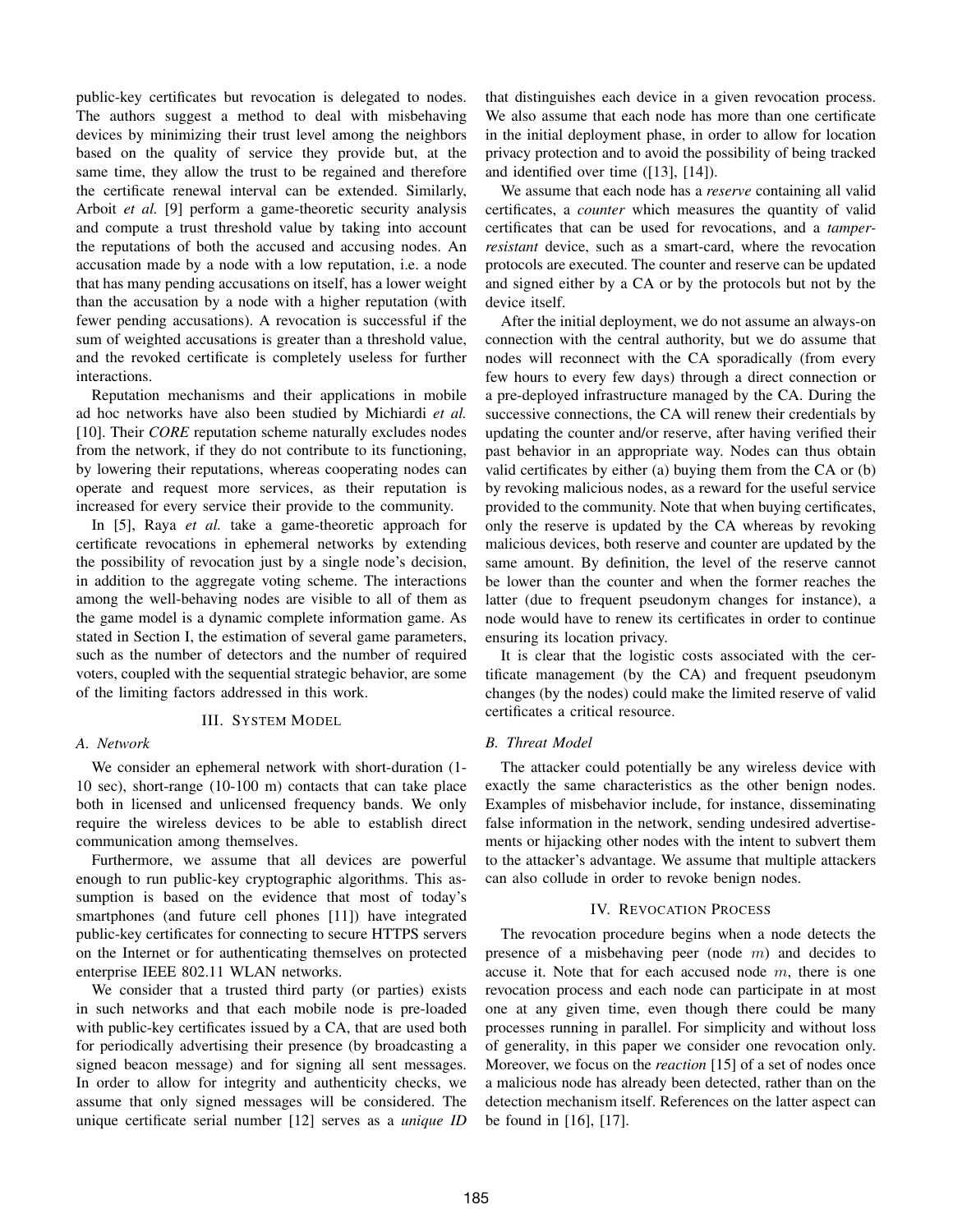public-key certificates but revocation is delegated to nodes. The authors suggest a method to deal with misbehaving devices by minimizing their trust level among the neighbors based on the quality of service they provide but, at the same time, they allow the trust to be regained and therefore the certificate renewal interval can be extended. Similarly, Arboit *et al.* [9] perform a game-theoretic security analysis and compute a trust threshold value by taking into account the reputations of both the accused and accusing nodes. An accusation made by a node with a low reputation, i.e. a node that has many pending accusations on itself, has a lower weight than the accusation by a node with a higher reputation (with fewer pending accusations). A revocation is successful if the sum of weighted accusations is greater than a threshold value, and the revoked certificate is completely useless for further interactions.

Reputation mechanisms and their applications in mobile ad hoc networks have also been studied by Michiardi *et al.* [10]. Their *CORE* reputation scheme naturally excludes nodes from the network, if they do not contribute to its functioning, by lowering their reputations, whereas cooperating nodes can operate and request more services, as their reputation is increased for every service their provide to the community.

In [5], Raya *et al.* take a game-theoretic approach for certificate revocations in ephemeral networks by extending the possibility of revocation just by a single node's decision, in addition to the aggregate voting scheme. The interactions among the well-behaving nodes are visible to all of them as the game model is a dynamic complete information game. As stated in Section I, the estimation of several game parameters, such as the number of detectors and the number of required voters, coupled with the sequential strategic behavior, are some of the limiting factors addressed in this work.

## III. System Model

### A. Network

We consider an ephemeral network with short-duration (1-10 sec), short-range (10-100 m) contacts that can take place both in licensed and unlicensed frequency bands. We only require the wireless devices to be able to establish direct communication among themselves.

Furthermore, we assume that all devices are powerful enough to run public-key cryptographic algorithms. This assumption is based on the evidence that most of today's smartphones (and future cell phones [11]) have integrated public-key certificates for connecting to secure HTTPS servers on the Internet or for authenticating themselves on protected enterprise IEEE 802.11 WLAN networks.

We consider that a trusted third party (or parties) exists in such networks and that each mobile node is pre-loaded with public-key certificates issued by a CA, that are used both for periodically advertising their presence (by broadcasting a signed beacon message) and for signing all sent messages. In order to allow for integrity and authenticity checks, we assume that only signed messages will be considered. The unique certificate serial number [12] serves as a *unique ID* that distinguishes each device in a given revocation process. We also assume that each node has more than one certificate in the initial deployment phase, in order to allow for location privacy protection and to avoid the possibility of being tracked and identified over time ([13], [14]).

We assume that each node has a *reserve* containing all valid certificates, a *counter* which measures the quantity of valid certificates that can be used for revocations, and a *tamper-resistant* device, such as a smart-card, where the revocation protocols are executed. The counter and reserve can be updated and signed either by a CA or by the protocols but not by the device itself.

After the initial deployment, we do not assume an always-on connection with the central authority, but we do assume that nodes will reconnect with the CA sporadically (from every few hours to every few days) through a direct connection or a pre-deployed infrastructure managed by the CA. During the successive connections, the CA will renew their credentials by updating the counter and/or reserve, after having verified their past behavior in an appropriate way. Nodes can thus obtain valid certificates by either (a) buying them from the CA or (b) by revoking malicious nodes, as a reward for the useful service provided to the community. Note that when buying certificates, only the reserve is updated by the CA whereas by revoking malicious devices, both reserve and counter are updated by the same amount. By definition, the level of the reserve cannot be lower than the counter and when the former reaches the latter (due to frequent pseudonym changes for instance), a node would have to renew its certificates in order to continue ensuring its location privacy.

It is clear that the logistic costs associated with the certificate management (by the CA) and frequent pseudonym changes (by the nodes) could make the limited reserve of valid certificates a critical resource.

### B. Threat Model

The attacker could potentially be any wireless device with exactly the same characteristics as the other benign nodes. Examples of misbehavior include, for instance, disseminating false information in the network, sending undesired advertisements or hijacking other nodes with the intent to subvert them to the attacker's advantage. We assume that multiple attackers can also collude in order to revoke benign nodes.

## IV. Revocation Process

The revocation procedure begins when a node detects the presence of a misbehaving peer (node $m$) and decides to accuse it. Note that for each accused node $m$, there is one revocation process and each node can participate in at most one at any given time, even though there could be many processes running in parallel. For simplicity and without loss of generality, in this paper we consider one revocation only. Moreover, we focus on the *reaction* [15] of a set of nodes once a malicious node has already been detected, rather than on the detection mechanism itself. References on the latter aspect can be found in [16], [17].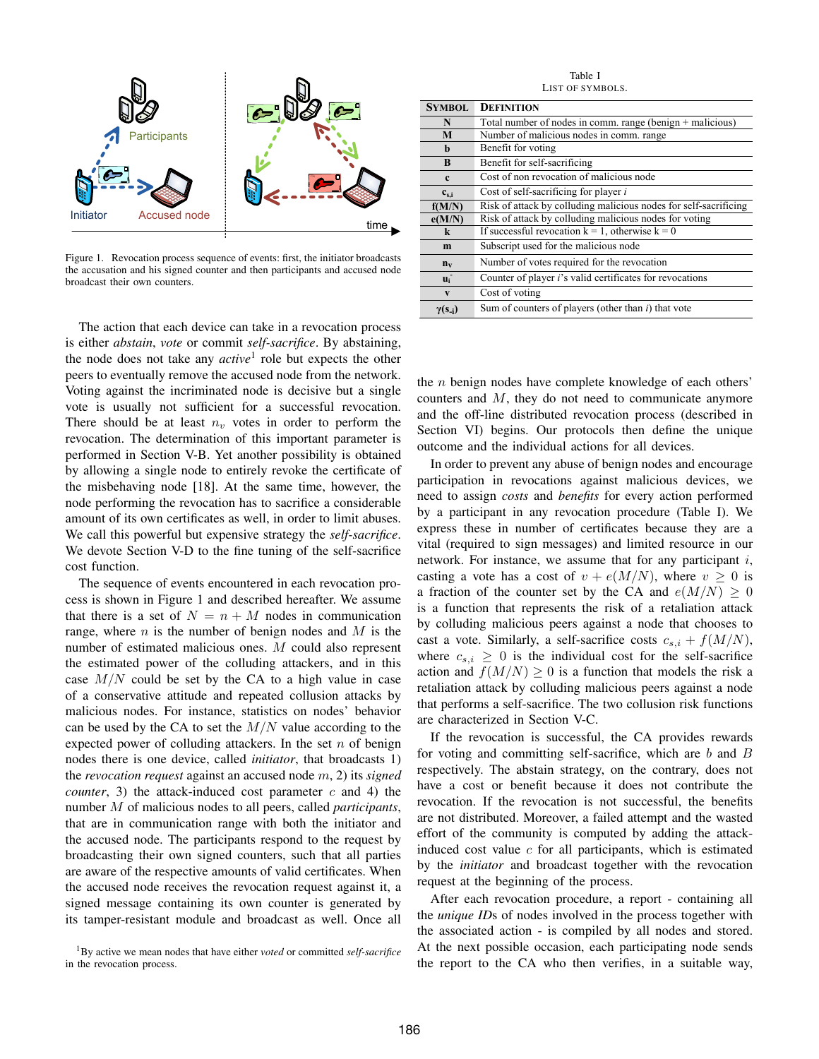Figure 1. Revocation process sequence of events: first, the initiator broadcasts the accusation and his signed counter and then participants and accused node broadcast their own counters.

The action that each device can take in a revocation process is either *abstain*, *vote* or commit *self-sacrifice*. By abstaining, the node does not take any *active*[1] role but expects the other peers to eventually remove the accused node from the network. Voting against the incriminated node is decisive but a single vote is usually not sufficient for a successful revocation. There should be at least $n_v$ votes in order to perform the revocation. The determination of this important parameter is performed in Section V-B. Yet another possibility is obtained by allowing a single node to entirely revoke the certificate of the misbehaving node [18]. At the same time, however, the node performing the revocation has to sacrifice a considerable amount of its own certificates as well, in order to limit abuses. We call this powerful but expensive strategy the *self-sacrifice*. We devote Section V-D to the fine tuning of the self-sacrifice cost function.

The sequence of events encountered in each revocation process is shown in Figure 1 and described hereafter. We assume that there is a set of $N = n + M$ nodes in communication range, where $n$ is the number of benign nodes and $M$ is the number of estimated malicious ones. $M$ could also represent the estimated power of the colluding attackers, and in this case $M/N$ could be set by the CA to a high value in case of a conservative attitude and repeated collusion attacks by malicious nodes. For instance, statistics on nodes' behavior can be used by the CA to set the $M/N$ value according to the expected power of colluding attackers. In the set $n$ of benign nodes there is one device, called *initiator*, that broadcasts 1) the *revocation request* against an accused node $m$, 2) its *signed counter*, 3) the attack-induced cost parameter $c$ and 4) the number $M$ of malicious nodes to all peers, called *participants*, that are in communication range with both the initiator and the accused node. The participants respond to the request by broadcasting their own signed counters, such that all parties are aware of the respective amounts of valid certificates. When the accused node receives the revocation request against it, a signed message containing its own counter is generated by its tamper-resistant module and broadcast as well. Once all the $n$ benign nodes have complete knowledge of each others' counters and $M$, they do not need to communicate anymore and the off-line distributed revocation process (described in Section VI) begins. Our protocols then define the unique outcome and the individual actions for all devices.

[1] By active we mean nodes that have either *voted* or committed *self-sacrifice* in the revocation process.

Table I
List of symbols.

| Symbol | Definition |
|---|---|
| **N** | Total number of nodes in comm. range (benign + malicious) |
| **M** | Number of malicious nodes in comm. range |
| **b** | Benefit for voting |
| **B** | Benefit for self-sacrificing |
| **c** | Cost of non revocation of malicious node |
| $c_{s,i}$ | Cost of self-sacrificing for player *i* |
| **f(M/N)** | Risk of attack by colluding malicious nodes for self-sacrificing |
| **e(M/N)** | Risk of attack by colluding malicious nodes for voting |
| **k** | If successful revocation k = 1, otherwise k = 0 |
| **m** | Subscript used for the malicious node |
| $n_v$ | Number of votes required for the revocation |
| $u_i^-$ | Counter of player *i*'s valid certificates for revocations |
| **v** | Cost of voting |
| $\gamma(s_{-i})$ | Sum of counters of players (other than *i*) that vote |

In order to prevent any abuse of benign nodes and encourage participation in revocations against malicious devices, we need to assign *costs* and *benefits* for every action performed by a participant in any revocation procedure (Table I). We express these in number of certificates because they are a vital (required to sign messages) and limited resource in our network. For instance, we assume that for any participant $i$, casting a vote has a cost of $v + e(M/N)$, where $v \geq 0$ is a fraction of the counter set by the CA and $e(M/N) \geq 0$ is a function that represents the risk of a retaliation attack by colluding malicious peers against a node that chooses to cast a vote. Similarly, a self-sacrifice costs $c_{s,i} + f(M/N)$, where $c_{s,i} \geq 0$ is the individual cost for the self-sacrifice action and $f(M/N) \geq 0$ is a function that models the risk a retaliation attack by colluding malicious peers against a node that performs a self-sacrifice. The two collusion risk functions are characterized in Section V-C.

If the revocation is successful, the CA provides rewards for voting and committing self-sacrifice, which are $b$ and $B$ respectively. The abstain strategy, on the contrary, does not have a cost or benefit because it does not contribute the revocation. If the revocation is not successful, the benefits are not distributed. Moreover, a failed attempt and the wasted effort of the community is computed by adding the attack-induced cost value $c$ for all participants, which is estimated by the *initiator* and broadcast together with the revocation request at the beginning of the process.

After each revocation procedure, a report - containing all the *unique IDs* of nodes involved in the process together with the associated action - is compiled by all nodes and stored. At the next possible occasion, each participating node sends the report to the CA who then verifies, in a suitable way,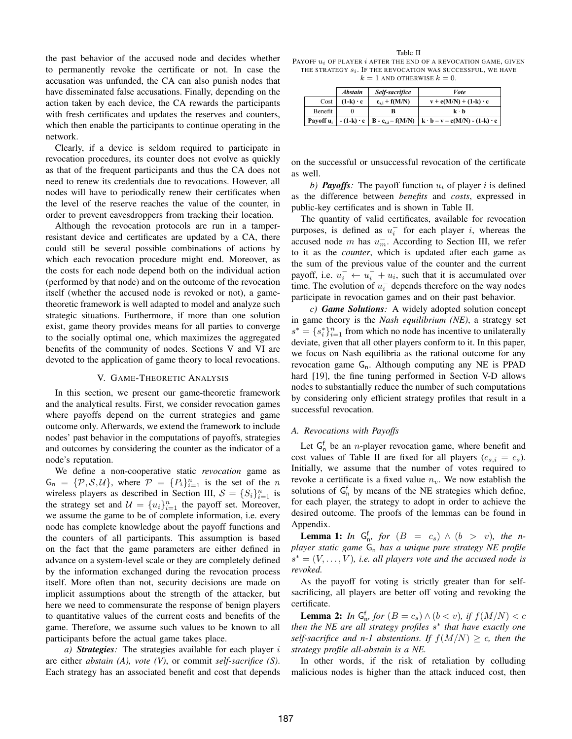the past behavior of the accused node and decides whether to permanently revoke the certificate or not. In case the accusation was unfunded, the CA can also punish nodes that have disseminated false accusations. Finally, depending on the action taken by each device, the CA rewards the participants with fresh certificates and updates the reserves and counters, which then enable the participants to continue operating in the network.

Clearly, if a device is seldom required to participate in revocation procedures, its counter does not evolve as quickly as that of the frequent participants and thus the CA does not need to renew its credentials due to revocations. However, all nodes will have to periodically renew their certificates when the level of the reserve reaches the value of the counter, in order to prevent eavesdroppers from tracking their location.

Although the revocation protocols are run in a tamper-resistant device and certificates are updated by a CA, there could still be several possible combinations of actions by which each revocation procedure might end. Moreover, as the costs for each node depend both on the individual action (performed by that node) and on the outcome of the revocation itself (whether the accused node is revoked or not), a game-theoretic framework is well adapted to model and analyze such strategic situations. Furthermore, if more than one solution exist, game theory provides means for all parties to converge to the socially optimal one, which maximizes the aggregated benefits of the community of nodes. Sections V and VI are devoted to the application of game theory to local revocations.

## V. Game-Theoretic Analysis

In this section, we present our game-theoretic framework and the analytical results. First, we consider revocation games where payoffs depend on the current strategies and game outcome only. Afterwards, we extend the framework to include nodes' past behavior in the computations of payoffs, strategies and outcomes by considering the counter as the indicator of a node's reputation.

We define a non-cooperative static *revocation* game as $\mathsf{G_n} = \{\mathcal{P}, \mathcal{S}, \mathcal{U}\}$, where $\mathcal{P} = \{P_i\}_{i=1}^n$ is the set of the $n$ wireless players as described in Section III, $\mathcal{S} = \{S_i\}_{i=1}^n$ is the strategy set and $\mathcal{U} = \{u_i\}_{i=1}^n$ the payoff set. Moreover, we assume the game to be of complete information, i.e. every node has complete knowledge about the payoff functions and the counters of all participants. This assumption is based on the fact that the game parameters are either defined in advance on a system-level scale or they are completely defined by the information exchanged during the revocation process itself. More often than not, security decisions are made on implicit assumptions about the strength of the attacker, but here we need to commensurate the response of benign players to quantitative values of the current costs and benefits of the game. Therefore, we assume such values to be known to all participants before the actual game takes place.

*a) **Strategies**:* The strategies available for each player $i$ are either *abstain (A)*, *vote (V)*, or commit *self-sacrifice (S)*. Each strategy has an associated benefit and cost that depends on the successful or unsuccessful revocation of the certificate as well.

Table II
Payoff $u_i$ of player $i$ after the end of a revocation game, given the strategy $s_i$. If the revocation was successful, we have $k = 1$ and otherwise $k = 0$.

| | *Abstain* | *Self-sacrifice* | *Vote* |
|---|---|---|---|
| Cost | $(1-k) \cdot c$ | $c_{s,i} + f(M/N)$ | $v + e(M/N) + (1-k) \cdot c$ |
| Benefit | 0 | B | $k \cdot b$ |
| **Payoff $u_i$** | $-(1-k) \cdot c$ | $B - c_{s,i} - f(M/N)$ | $k \cdot b - v - e(M/N) - (1-k) \cdot c$ |

*b) **Payoffs**:* The payoff function $u_i$ of player $i$ is defined as the difference between *benefits* and *costs*, expressed in public-key certificates and is shown in Table II.

The quantity of valid certificates, available for revocation purposes, is defined as $u_i^-$ for each player $i$, whereas the accused node $m$ has $u_m^-$. According to Section III, we refer to it as the *counter*, which is updated after each game as the sum of the previous value of the counter and the current payoff, i.e. $u_i^- \leftarrow u_i^- + u_i$, such that it is accumulated over time. The evolution of $u_i^-$ depends therefore on the way nodes participate in revocation games and on their past behavior.

*c) **Game Solutions**:* A widely adopted solution concept in game theory is the *Nash equilibrium (NE)*, a strategy set $s^* = \{s_i^*\}_{i=1}^n$ from which no node has incentive to unilaterally deviate, given that all other players conform to it. In this paper, we focus on Nash equilibria as the rational outcome for any revocation game $\mathsf{G_n}$. Although computing any NE is PPAD hard [19], the fine tuning performed in Section V-D allows nodes to substantially reduce the number of such computations by considering only efficient strategy profiles that result in a successful revocation.

### A. Revocations with Payoffs

Let $\mathsf{G_n^f}$ be an $n$-player revocation game, where benefit and cost values of Table II are fixed for all players ($c_{s,i} = c_s$). Initially, we assume that the number of votes required to revoke a certificate is a fixed value $n_v$. We now establish the solutions of $\mathsf{G_n^f}$ by means of the NE strategies which define, for each player, the strategy to adopt in order to achieve the desired outcome. The proofs of the lemmas can be found in Appendix.

**Lemma 1:** *In $\mathsf{G_n^f}$, for $(B = c_s) \wedge (b > v)$, the n-player static game $\mathsf{G_n}$ has a unique pure strategy NE profile $s^* = (V, \ldots, V)$, i.e. all players vote and the accused node is revoked.*

As the payoff for voting is strictly greater than for self-sacrificing, all players are better off voting and revoking the certificate.

**Lemma 2:** *In $\mathsf{G_n^f}$, for $(B = c_s) \wedge (b < v)$, if $f(M/N) < c$ then the NE are all strategy profiles $s^*$ that have exactly one self-sacrifice and n-1 abstentions. If $f(M/N) \geq c$, then the strategy profile all-abstain is a NE.*

In other words, if the risk of retaliation by colluding malicious nodes is higher than the attack induced cost, then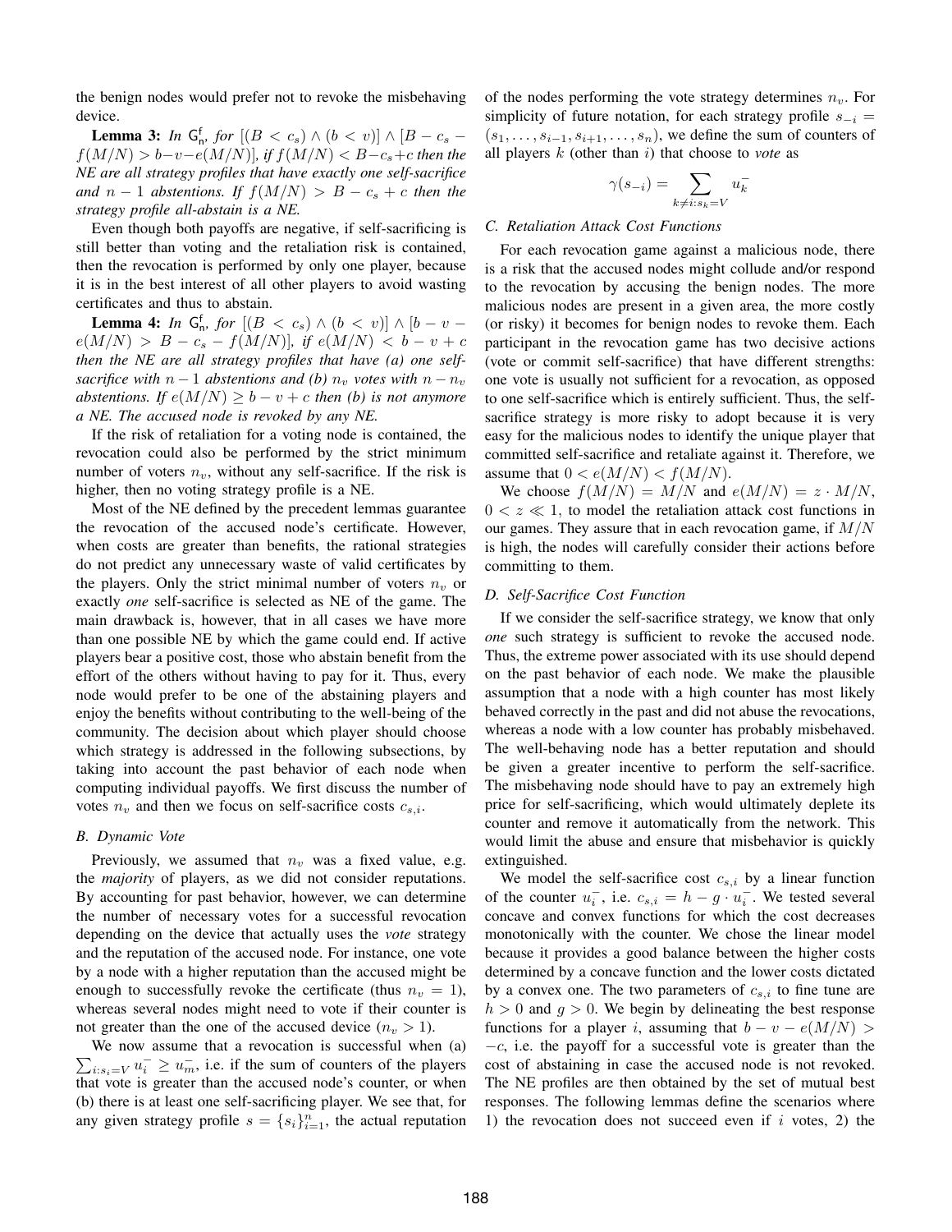the benign nodes would prefer not to revoke the misbehaving device.

**Lemma 3:** *In* $\mathsf{G}^{\mathsf{f}}_{\mathsf{n}}$*, for* $[(B < c_s) \wedge (b < v)] \wedge [B - c_s - f(M/N) > b - v - e(M/N)]$*, if* $f(M/N) < B - c_s + c$ *then the NE are all strategy profiles that have exactly one self-sacrifice and* $n-1$ *abstentions. If* $f(M/N) > B - c_s + c$ *then the strategy profile all-abstain is a NE.*

Even though both payoffs are negative, if self-sacrificing is still better than voting and the retaliation risk is contained, then the revocation is performed by only one player, because it is in the best interest of all other players to avoid wasting certificates and thus to abstain.

**Lemma 4:** *In* $\mathsf{G}^{\mathsf{f}}_{\mathsf{n}}$*, for* $[(B < c_s) \wedge (b < v)] \wedge [b - v - e(M/N) > B - c_s - f(M/N)]$*, if* $e(M/N) < b - v + c$ *then the NE are all strategy profiles that have (a) one self-sacrifice with* $n-1$ *abstentions and (b)* $n_v$ *votes with* $n - n_v$ *abstentions. If* $e(M/N) \geq b - v + c$ *then (b) is not anymore a NE. The accused node is revoked by any NE.*

If the risk of retaliation for a voting node is contained, the revocation could also be performed by the strict minimum number of voters $n_v$, without any self-sacrifice. If the risk is higher, then no voting strategy profile is a NE.

Most of the NE defined by the precedent lemmas guarantee the revocation of the accused node's certificate. However, when costs are greater than benefits, the rational strategies do not predict any unnecessary waste of valid certificates by the players. Only the strict minimal number of voters $n_v$ or exactly *one* self-sacrifice is selected as NE of the game. The main drawback is, however, that in all cases we have more than one possible NE by which the game could end. If active players bear a positive cost, those who abstain benefit from the effort of the others without having to pay for it. Thus, every node would prefer to be one of the abstaining players and enjoy the benefits without contributing to the well-being of the community. The decision about which player should choose which strategy is addressed in the following subsections, by taking into account the past behavior of each node when computing individual payoffs. We first discuss the number of votes $n_v$ and then we focus on self-sacrifice costs $c_{s,i}$.

### B. Dynamic Vote

Previously, we assumed that $n_v$ was a fixed value, e.g. the *majority* of players, as we did not consider reputations. By accounting for past behavior, however, we can determine the number of necessary votes for a successful revocation depending on the device that actually uses the *vote* strategy and the reputation of the accused node. For instance, one vote by a node with a higher reputation than the accused might be enough to successfully revoke the certificate (thus $n_v = 1$), whereas several nodes might need to vote if their counter is not greater than the one of the accused device ($n_v > 1$).

We now assume that a revocation is successful when (a) $\sum_{i:s_i=V} u_i^- \geq u_m^-$, i.e. if the sum of counters of the players that vote is greater than the accused node's counter, or when (b) there is at least one self-sacrificing player. We see that, for any given strategy profile $s = \{s_i\}_{i=1}^n$, the actual reputation of the nodes performing the vote strategy determines $n_v$. For simplicity of future notation, for each strategy profile $s_{-i} = (s_1, \ldots, s_{i-1}, s_{i+1}, \ldots, s_n)$, we define the sum of counters of all players $k$ (other than $i$) that choose to *vote* as

$$\gamma(s_{-i}) = \sum_{k \neq i : s_k = V} u_k^-$$

### C. Retaliation Attack Cost Functions

For each revocation game against a malicious node, there is a risk that the accused nodes might collude and/or respond to the revocation by accusing the benign nodes. The more malicious nodes are present in a given area, the more costly (or risky) it becomes for benign nodes to revoke them. Each participant in the revocation game has two decisive actions (vote or commit self-sacrifice) that have different strengths: one vote is usually not sufficient for a revocation, as opposed to one self-sacrifice which is entirely sufficient. Thus, the self-sacrifice strategy is more risky to adopt because it is very easy for the malicious nodes to identify the unique player that committed self-sacrifice and retaliate against it. Therefore, we assume that $0 < e(M/N) < f(M/N)$.

We choose $f(M/N) = M/N$ and $e(M/N) = z \cdot M/N$, $0 < z \ll 1$, to model the retaliation attack cost functions in our games. They assure that in each revocation game, if $M/N$ is high, the nodes will carefully consider their actions before committing to them.

### D. Self-Sacrifice Cost Function

If we consider the self-sacrifice strategy, we know that only *one* such strategy is sufficient to revoke the accused node. Thus, the extreme power associated with its use should depend on the past behavior of each node. We make the plausible assumption that a node with a high counter has most likely behaved correctly in the past and did not abuse the revocations, whereas a node with a low counter has probably misbehaved. The well-behaving node has a better reputation and should be given a greater incentive to perform the self-sacrifice. The misbehaving node should have to pay an extremely high price for self-sacrificing, which would ultimately deplete its counter and remove it automatically from the network. This would limit the abuse and ensure that misbehavior is quickly extinguished.

We model the self-sacrifice cost $c_{s,i}$ by a linear function of the counter $u_i^-$, i.e. $c_{s,i} = h - g \cdot u_i^-$. We tested several concave and convex functions for which the cost decreases monotonically with the counter. We chose the linear model because it provides a good balance between the higher costs determined by a concave function and the lower costs dictated by a convex one. The two parameters of $c_{s,i}$ to fine tune are $h > 0$ and $g > 0$. We begin by delineating the best response functions for a player $i$, assuming that $b - v - e(M/N) > -c$, i.e. the payoff for a successful vote is greater than the cost of abstaining in case the accused node is not revoked. The NE profiles are then obtained by the set of mutual best responses. The following lemmas define the scenarios where 1) the revocation does not succeed even if $i$ votes, 2) the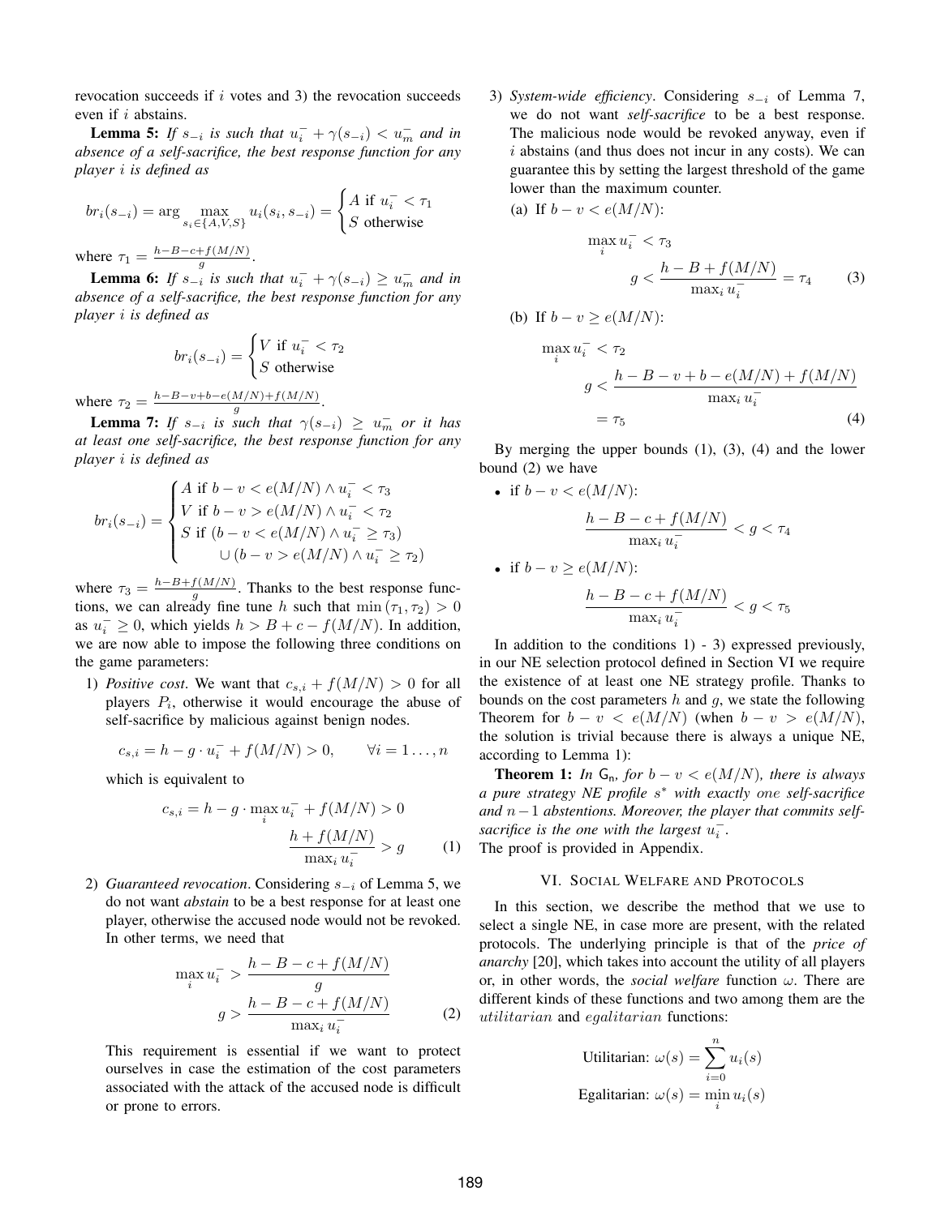revocation succeeds if $i$ votes and 3) the revocation succeeds even if $i$ abstains.

**Lemma 5:** *If $s_{-i}$ is such that $u_i^- + \gamma(s_{-i}) < u_m^-$ and in absence of a self-sacrifice, the best response function for any player $i$ is defined as*

$$br_i(s_{-i}) = \arg \max_{s_i \in \{A,V,S\}} u_i(s_i, s_{-i}) = \begin{cases} A \text{ if } u_i^- < \tau_1 \\ S \text{ otherwise} \end{cases}$$

where $\tau_1 = \frac{h-B-c+f(M/N)}{g}$.

**Lemma 6:** *If $s_{-i}$ is such that $u_i^- + \gamma(s_{-i}) \geq u_m^-$ and in absence of a self-sacrifice, the best response function for any player $i$ is defined as*

$$br_i(s_{-i}) = \begin{cases} V \text{ if } u_i^- < \tau_2 \\ S \text{ otherwise} \end{cases}$$

where $\tau_2 = \frac{h-B-v+b-e(M/N)+f(M/N)}{g}$.

**Lemma 7:** *If $s_{-i}$ is such that $\gamma(s_{-i}) \geq u_m^-$ or it has at least one self-sacrifice, the best response function for any player $i$ is defined as*

$$br_i(s_{-i}) = \begin{cases} A \text{ if } b-v < e(M/N) \wedge u_i^- < \tau_3 \\ V \text{ if } b-v > e(M/N) \wedge u_i^- < \tau_2 \\ S \text{ if } (b-v < e(M/N) \wedge u_i^- \geq \tau_3) \\ \quad\quad \cup (b-v > e(M/N) \wedge u_i^- \geq \tau_2) \end{cases}$$

where $\tau_3 = \frac{h-B+f(M/N)}{g}$. Thanks to the best response functions, we can already fine tune $h$ such that $\min(\tau_1, \tau_2) > 0$ as $u_i^- \geq 0$, which yields $h > B + c - f(M/N)$. In addition, we are now able to impose the following three conditions on the game parameters:

1) *Positive cost*. We want that $c_{s,i} + f(M/N) > 0$ for all players $P_i$, otherwise it would encourage the abuse of self-sacrifice by malicious against benign nodes.

$$c_{s,i} = h - g \cdot u_i^- + f(M/N) > 0, \qquad \forall i = 1 \ldots, n$$

which is equivalent to

$$c_{s,i} = h - g \cdot \max_i u_i^- + f(M/N) > 0$$
$$\frac{h + f(M/N)}{\max_i u_i^-} > g \tag{1}$$

2) *Guaranteed revocation*. Considering $s_{-i}$ of Lemma 5, we do not want *abstain* to be a best response for at least one player, otherwise the accused node would not be revoked. In other terms, we need that

$$\max_i u_i^- > \frac{h-B-c+f(M/N)}{g}$$
$$g > \frac{h-B-c+f(M/N)}{\max_i u_i^-} \tag{2}$$

This requirement is essential if we want to protect ourselves in case the estimation of the cost parameters associated with the attack of the accused node is difficult or prone to errors.

3) *System-wide efficiency*. Considering $s_{-i}$ of Lemma 7, we do not want *self-sacrifice* to be a best response. The malicious node would be revoked anyway, even if $i$ abstains (and thus does not incur in any costs). We can guarantee this by setting the largest threshold of the game lower than the maximum counter.

(a) If $b - v < e(M/N)$:

$$\max_i u_i^- < \tau_3$$
$$g < \frac{h-B+f(M/N)}{\max_i u_i^-} = \tau_4 \tag{3}$$

(b) If $b - v \geq e(M/N)$:

$$\max_i u_i^- < \tau_2$$
$$g < \frac{h-B-v+b-e(M/N)+f(M/N)}{\max_i u_i^-}$$
$$= \tau_5 \tag{4}$$

By merging the upper bounds (1), (3), (4) and the lower bound (2) we have

- if $b - v < e(M/N)$:

$$\frac{h-B-c+f(M/N)}{\max_i u_i^-} < g < \tau_4$$

- if $b - v \geq e(M/N)$:

$$\frac{h-B-c+f(M/N)}{\max_i u_i^-} < g < \tau_5$$

In addition to the conditions 1) - 3) expressed previously, in our NE selection protocol defined in Section VI we require the existence of at least one NE strategy profile. Thanks to bounds on the cost parameters $h$ and $g$, we state the following Theorem for $b - v < e(M/N)$ (when $b - v > e(M/N)$, the solution is trivial because there is always a unique NE, according to Lemma 1):

**Theorem 1:** *In $\mathsf{G_n}$, for $b - v < e(M/N)$, there is always a pure strategy NE profile $s^*$ with exactly one self-sacrifice and $n-1$ abstentions. Moreover, the player that commits self-sacrifice is the one with the largest $u_i^-$.*

The proof is provided in Appendix.

## VI. Social Welfare and Protocols

In this section, we describe the method that we use to select a single NE, in case more are present, with the related protocols. The underlying principle is that of the *price of anarchy* [20], which takes into account the utility of all players or, in other words, the *social welfare* function $\omega$. There are different kinds of these functions and two among them are the $utilitarian$ and $egalitarian$ functions:

$$\text{Utilitarian: } \omega(s) = \sum_{i=0}^{n} u_i(s)$$
$$\text{Egalitarian: } \omega(s) = \min_i u_i(s)$$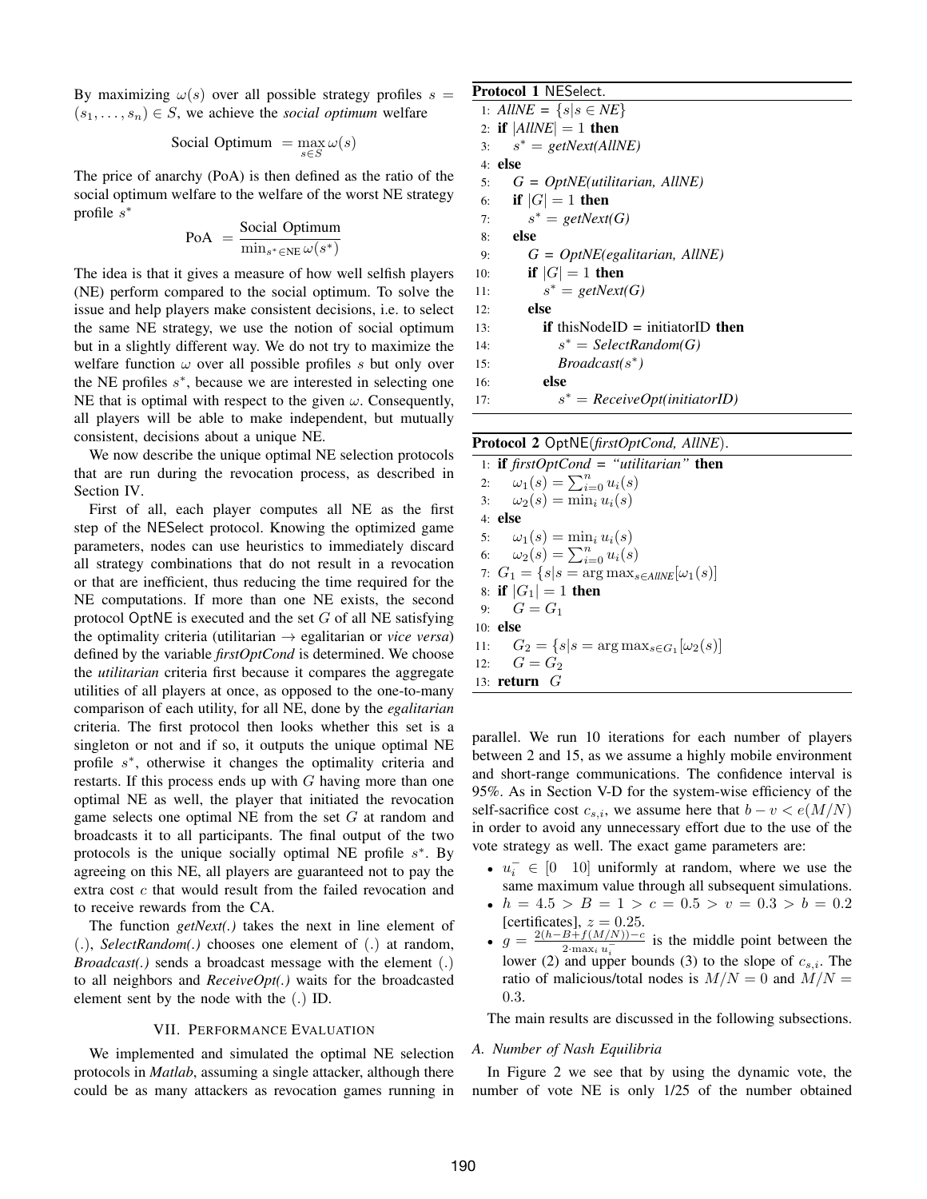By maximizing $\omega(s)$ over all possible strategy profiles $s = (s_1, \ldots, s_n) \in S$, we achieve the *social optimum* welfare

$$\text{Social Optimum } = \max_{s \in S} \omega(s)$$

The price of anarchy (PoA) is then defined as the ratio of the social optimum welfare to the welfare of the worst NE strategy profile $s^*$

$$\text{PoA } = \frac{\text{Social Optimum}}{\min_{s^* \in \text{NE}} \omega(s^*)}$$

The idea is that it gives a measure of how well selfish players (NE) perform compared to the social optimum. To solve the issue and help players make consistent decisions, i.e. to select the same NE strategy, we use the notion of social optimum but in a slightly different way. We do not try to maximize the welfare function $\omega$ over all possible profiles $s$ but only over the NE profiles $s^*$, because we are interested in selecting one NE that is optimal with respect to the given $\omega$. Consequently, all players will be able to make independent, but mutually consistent, decisions about a unique NE.

We now describe the unique optimal NE selection protocols that are run during the revocation process, as described in Section IV.

First of all, each player computes all NE as the first step of the NESelect protocol. Knowing the optimized game parameters, nodes can use heuristics to immediately discard all strategy combinations that do not result in a revocation or that are inefficient, thus reducing the time required for the NE computations. If more than one NE exists, the second protocol OptNE is executed and the set $G$ of all NE satisfying the optimality criteria (utilitarian $\rightarrow$ egalitarian or *vice versa*) defined by the variable *firstOptCond* is determined. We choose the *utilitarian* criteria first because it compares the aggregate utilities of all players at once, as opposed to the one-to-many comparison of each utility, for all NE, done by the *egalitarian* criteria. The first protocol then looks whether this set is a singleton or not and if so, it outputs the unique optimal NE profile $s^*$, otherwise it changes the optimality criteria and restarts. If this process ends up with $G$ having more than one optimal NE as well, the player that initiated the revocation game selects one optimal NE from the set $G$ at random and broadcasts it to all participants. The final output of the two protocols is the unique socially optimal NE profile $s^*$. By agreeing on this NE, all players are guaranteed not to pay the extra cost $c$ that would result from the failed revocation and to receive rewards from the CA.

The function *getNext(.)* takes the next in line element of (.), *SelectRandom(.)* chooses one element of (.) at random, *Broadcast(.)* sends a broadcast message with the element (.) to all neighbors and *ReceiveOpt(.)* waits for the broadcasted element sent by the node with the (.) ID.

**Protocol 1** NESelect.

```
1:  AllNE = {s | s ∈ NE}
2:  if |AllNE| = 1 then
3:      s* = getNext(AllNE)
4:  else
5:      G = OptNE(utilitarian, AllNE)
6:      if |G| = 1 then
7:          s* = getNext(G)
8:      else
9:          G = OptNE(egalitarian, AllNE)
10:         if |G| = 1 then
11:             s* = getNext(G)
12:         else
13:             if thisNodeID = initiatorID then
14:                 s* = SelectRandom(G)
15:                 Broadcast(s*)
16:             else
17:                 s* = ReceiveOpt(initiatorID)
```

**Protocol 2** OptNE(*firstOptCond, AllNE*).

```
1:  if firstOptCond = "utilitarian" then
2:      ω1(s) = Σ_{i=0}^{n} u_i(s)
3:      ω2(s) = min_i u_i(s)
4:  else
5:      ω1(s) = min_i u_i(s)
6:      ω2(s) = Σ_{i=0}^{n} u_i(s)
7:  G1 = {s | s = argmax_{s∈AllNE} [ω1(s)]}
8:  if |G1| = 1 then
9:      G = G1
10: else
11:     G2 = {s | s = argmax_{s∈G1} [ω2(s)]}
12:     G = G2
13: return G
```

## VII. Performance Evaluation

We implemented and simulated the optimal NE selection protocols in *Matlab*, assuming a single attacker, although there could be as many attackers as revocation games running in parallel. We run 10 iterations for each number of players between 2 and 15, as we assume a highly mobile environment and short-range communications. The confidence interval is 95%. As in Section V-D for the system-wise efficiency of the self-sacrifice cost $c_{s,i}$, we assume here that $b - v < e(M/N)$ in order to avoid any unnecessary effort due to the use of the vote strategy as well. The exact game parameters are:

- $u_i^- \in [0 \quad 10]$ uniformly at random, where we use the same maximum value through all subsequent simulations.
- $h = 4.5 > B = 1 > c = 0.5 > v = 0.3 > b = 0.2$ [certificates], $z = 0.25$.
- $g = \frac{2(h - B + f(M/N)) - c}{2 \cdot \max_i u_i^-}$ is the middle point between the lower (2) and upper bounds (3) to the slope of $c_{s,i}$. The ratio of malicious/total nodes is $M/N = 0$ and $M/N = 0.3$.

The main results are discussed in the following subsections.

### A. Number of Nash Equilibria

In Figure 2 we see that by using the dynamic vote, the number of vote NE is only 1/25 of the number obtained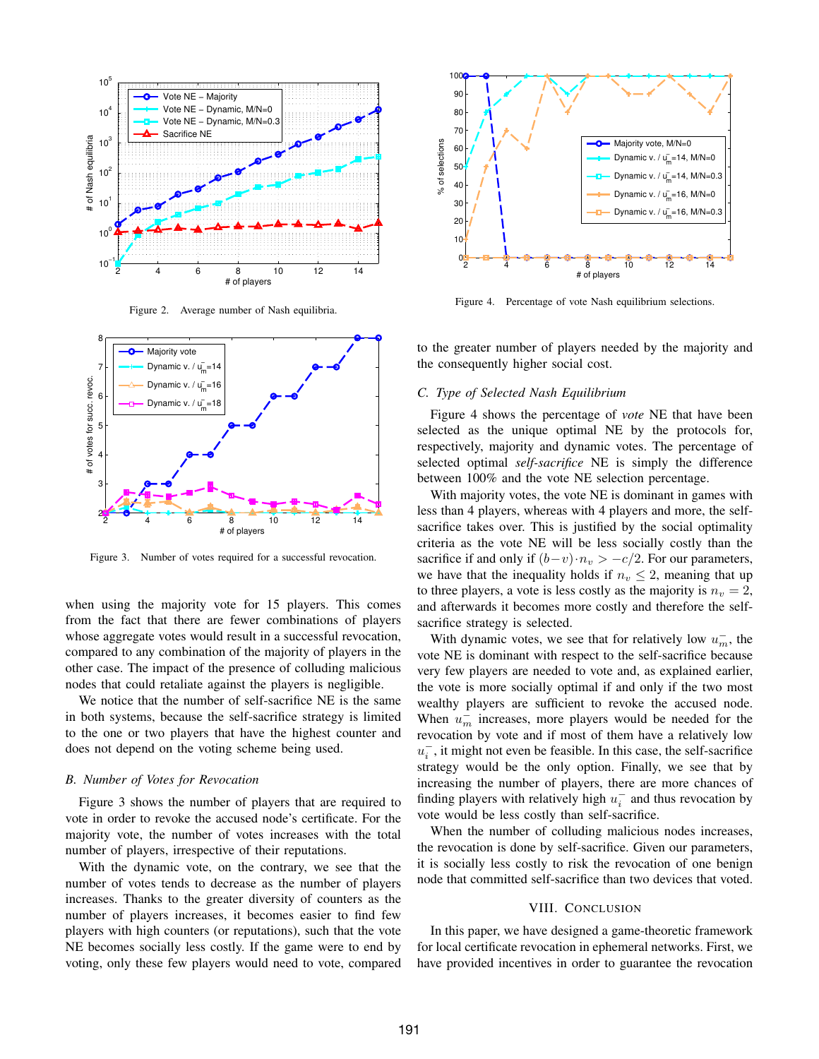Figure 2. Average number of Nash equilibria.

Figure 3. Number of votes required for a successful revocation.

when using the majority vote for 15 players. This comes from the fact that there are fewer combinations of players whose aggregate votes would result in a successful revocation, compared to any combination of the majority of players in the other case. The impact of the presence of colluding malicious nodes that could retaliate against the players is negligible.

We notice that the number of self-sacrifice NE is the same in both systems, because the self-sacrifice strategy is limited to the one or two players that have the highest counter and does not depend on the voting scheme being used.

### *B. Number of Votes for Revocation*

Figure 3 shows the number of players that are required to vote in order to revoke the accused node's certificate. For the majority vote, the number of votes increases with the total number of players, irrespective of their reputations.

With the dynamic vote, on the contrary, we see that the number of votes tends to decrease as the number of players increases. Thanks to the greater diversity of counters as the number of players increases, it becomes easier to find few players with high counters (or reputations), such that the vote NE becomes socially less costly. If the game were to end by voting, only these few players would need to vote, compared to the greater number of players needed by the majority and the consequently higher social cost.

Figure 4. Percentage of vote Nash equilibrium selections.

### *C. Type of Selected Nash Equilibrium*

Figure 4 shows the percentage of *vote* NE that have been selected as the unique optimal NE by the protocols for, respectively, majority and dynamic votes. The percentage of selected optimal *self-sacrifice* NE is simply the difference between 100% and the vote NE selection percentage.

With majority votes, the vote NE is dominant in games with less than 4 players, whereas with 4 players and more, the self-sacrifice takes over. This is justified by the social optimality criteria as the vote NE will be less socially costly than the sacrifice if and only if $(b-v)\cdot n_v > -c/2$. For our parameters, we have that the inequality holds if $n_v \leq 2$, meaning that up to three players, a vote is less costly as the majority is $n_v = 2$, and afterwards it becomes more costly and therefore the self-sacrifice strategy is selected.

With dynamic votes, we see that for relatively low $u_m^-$, the vote NE is dominant with respect to the self-sacrifice because very few players are needed to vote and, as explained earlier, the vote is more socially optimal if and only if the two most wealthy players are sufficient to revoke the accused node. When $u_m^-$ increases, more players would be needed for the revocation by vote and if most of them have a relatively low $u_i^-$, it might not even be feasible. In this case, the self-sacrifice strategy would be the only option. Finally, we see that by increasing the number of players, there are more chances of finding players with relatively high $u_i^-$ and thus revocation by vote would be less costly than self-sacrifice.

When the number of colluding malicious nodes increases, the revocation is done by self-sacrifice. Given our parameters, it is socially less costly to risk the revocation of one benign node that committed self-sacrifice than two devices that voted.

## VIII. Conclusion

In this paper, we have designed a game-theoretic framework for local certificate revocation in ephemeral networks. First, we have provided incentives in order to guarantee the revocation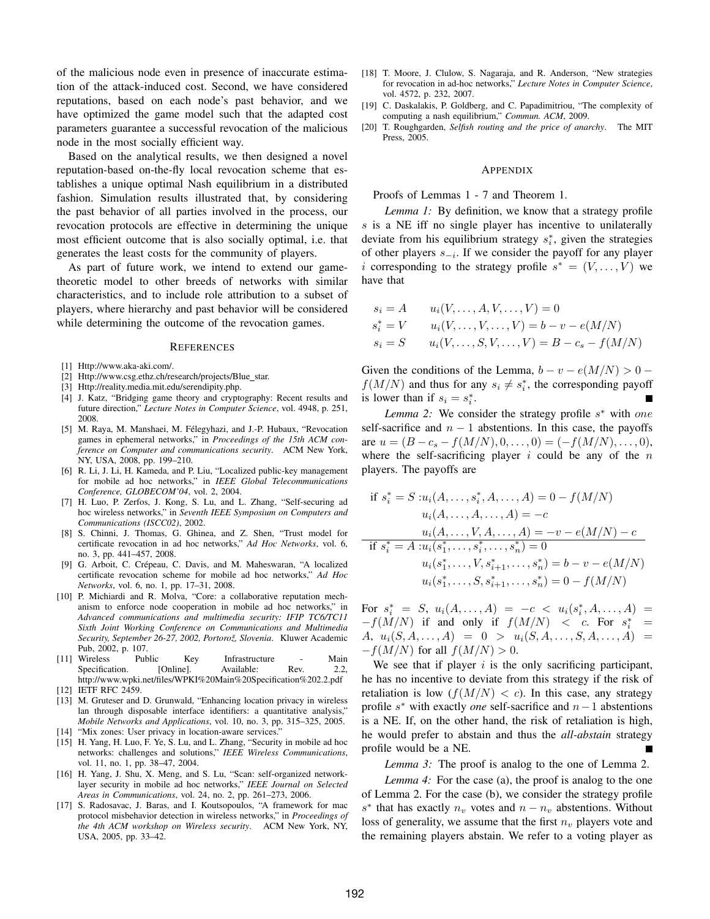of the malicious node even in presence of inaccurate estimation of the attack-induced cost. Second, we have considered reputations, based on each node's past behavior, and we have optimized the game model such that the adapted cost parameters guarantee a successful revocation of the malicious node in the most socially efficient way.

Based on the analytical results, we then designed a novel reputation-based on-the-fly local revocation scheme that establishes a unique optimal Nash equilibrium in a distributed fashion. Simulation results illustrated that, by considering the past behavior of all parties involved in the process, our revocation protocols are effective in determining the unique most efficient outcome that is also socially optimal, i.e. that generates the least costs for the community of players.

As part of future work, we intend to extend our game-theoretic model to other breeds of networks with similar characteristics, and to include role attribution to a subset of players, where hierarchy and past behavior will be considered while determining the outcome of the revocation games.

## References

[1] Http://www.aka-aki.com/.

[2] Http://www.csg.ethz.ch/research/projects/Blue_star.

[3] Http://reality.media.mit.edu/serendipity.php.

[4] J. Katz, "Bridging game theory and cryptography: Recent results and future direction," *Lecture Notes in Computer Science*, vol. 4948, p. 251, 2008.

[5] M. Raya, M. Manshaei, M. Félegyhazi, and J.-P. Hubaux, "Revocation games in ephemeral networks," in *Proceedings of the 15th ACM conference on Computer and communications security*. ACM New York, NY, USA, 2008, pp. 199–210.

[6] R. Li, J. Li, H. Kameda, and P. Liu, "Localized public-key management for mobile ad hoc networks," in *IEEE Global Telecommunications Conference, GLOBECOM'04*, vol. 2, 2004.

[7] H. Luo, P. Zerfos, J. Kong, S. Lu, and L. Zhang, "Self-securing ad hoc wireless networks," in *Seventh IEEE Symposium on Computers and Communications (ISCC02)*, 2002.

[8] S. Chinni, J. Thomas, G. Ghinea, and Z. Shen, "Trust model for certificate revocation in ad hoc networks," *Ad Hoc Networks*, vol. 6, no. 3, pp. 441–457, 2008.

[9] G. Arboit, C. Crépeau, C. Davis, and M. Maheswaran, "A localized certificate revocation scheme for mobile ad hoc networks," *Ad Hoc Networks*, vol. 6, no. 1, pp. 17–31, 2008.

[10] P. Michiardi and R. Molva, "Core: a collaborative reputation mechanism to enforce node cooperation in mobile ad hoc networks," in *Advanced communications and multimedia security: IFIP TC6/TC11 Sixth Joint Working Conference on Communications and Multimedia Security, September 26-27, 2002, Portorož, Slovenia*. Kluwer Academic Pub, 2002, p. 107.

[11] Wireless Public Key Infrastructure - Main Specification. [Online]. Available: Rev. 2.2, http://www.wpki.net/files/WPKI%20Main%20Specification%202.2.pdf

[12] IETF RFC 2459.

[13] M. Gruteser and D. Grunwald, "Enhancing location privacy in wireless lan through disposable interface identifiers: a quantitative analysis," *Mobile Networks and Applications*, vol. 10, no. 3, pp. 315–325, 2005.

[14] "Mix zones: User privacy in location-aware services."

[15] H. Yang, H. Luo, F. Ye, S. Lu, and L. Zhang, "Security in mobile ad hoc networks: challenges and solutions," *IEEE Wireless Communications*, vol. 11, no. 1, pp. 38–47, 2004.

[16] H. Yang, J. Shu, X. Meng, and S. Lu, "Scan: self-organized network-layer security in mobile ad hoc networks," *IEEE Journal on Selected Areas in Communications*, vol. 24, no. 2, pp. 261–273, 2006.

[17] S. Radosavac, J. Baras, and I. Koutsopoulos, "A framework for mac protocol misbehavior detection in wireless networks," in *Proceedings of the 4th ACM workshop on Wireless security*. ACM New York, NY, USA, 2005, pp. 33–42.

[18] T. Moore, J. Clulow, S. Nagaraja, and R. Anderson, "New strategies for revocation in ad-hoc networks," *Lecture Notes in Computer Science*, vol. 4572, p. 232, 2007.

[19] C. Daskalakis, P. Goldberg, and C. Papadimitriou, "The complexity of computing a nash equilibrium," *Commun. ACM*, 2009.

[20] T. Roughgarden, *Selfish routing and the price of anarchy*. The MIT Press, 2005.

## Appendix

Proofs of Lemmas 1 - 7 and Theorem 1.

*Lemma 1:* By definition, we know that a strategy profile $s$ is a NE iff no single player has incentive to unilaterally deviate from his equilibrium strategy $s_i^*$, given the strategies of other players $s_{-i}$. If we consider the payoff for any player $i$ corresponding to the strategy profile $s^* = (V, \dots, V)$ we have that

$$\begin{aligned}
s_i = A \qquad & u_i(V, \dots, A, V, \dots, V) = 0 \\
s_i^* = V \qquad & u_i(V, \dots, V, \dots, V) = b - v - e(M/N) \\
s_i = S \qquad & u_i(V, \dots, S, V, \dots, V) = B - c_s - f(M/N)
\end{aligned}$$

Given the conditions of the Lemma, $b - v - e(M/N) > 0 - f(M/N)$ and thus for any $s_i \neq s_i^*$, the corresponding payoff is lower than if $s_i = s_i^*$. ■

*Lemma 2:* We consider the strategy profile $s^*$ with *one* self-sacrifice and $n-1$ abstentions. In this case, the payoffs are $u = (B - c_s - f(M/N), 0, \dots, 0) = (-f(M/N), \dots, 0)$, where the self-sacrificing player $i$ could be any of the $n$ players. The payoffs are

$$\begin{aligned}
\text{if } s_i^* = S: & \, u_i(A, \dots, s_i^*, A, \dots, A) = 0 - f(M/N) \\
& \, u_i(A, \dots, A, \dots, A) = -c \\
& \, u_i(A, \dots, V, A, \dots, A) = -v - e(M/N) - c \\
\hline
\text{if } s_i^* = A: & \, u_i(s_1^*, \dots, s_i^*, \dots, s_n^*) = 0 \\
& \, u_i(s_1^*, \dots, V, s_{i+1}^*, \dots, s_n^*) = b - v - e(M/N) \\
& \, u_i(s_1^*, \dots, S, s_{i+1}^*, \dots, s_n^*) = 0 - f(M/N)
\end{aligned}$$

For $s_i^* = S$, $u_i(A, \dots, A) = -c < u_i(s_i^*, A, \dots, A) = -f(M/N)$ if and only if $f(M/N) < c$. For $s_i^* = A$, $u_i(S, A, \dots, A) = 0 > u_i(S, A, \dots, S, A, \dots, A) = -f(M/N)$ for all $f(M/N) > 0$.

We see that if player $i$ is the only sacrificing participant, he has no incentive to deviate from this strategy if the risk of retaliation is low ($f(M/N) < c$). In this case, any strategy profile $s^*$ with exactly *one* self-sacrifice and $n-1$ abstentions is a NE. If, on the other hand, the risk of retaliation is high, he would prefer to abstain and thus the *all-abstain* strategy profile would be a NE. ■

*Lemma 3:* The proof is analog to the one of Lemma 2.

*Lemma 4:* For the case (a), the proof is analog to the one of Lemma 2. For the case (b), we consider the strategy profile $s^*$ that has exactly $n_v$ votes and $n - n_v$ abstentions. Without loss of generality, we assume that the first $n_v$ players vote and the remaining players abstain. We refer to a voting player as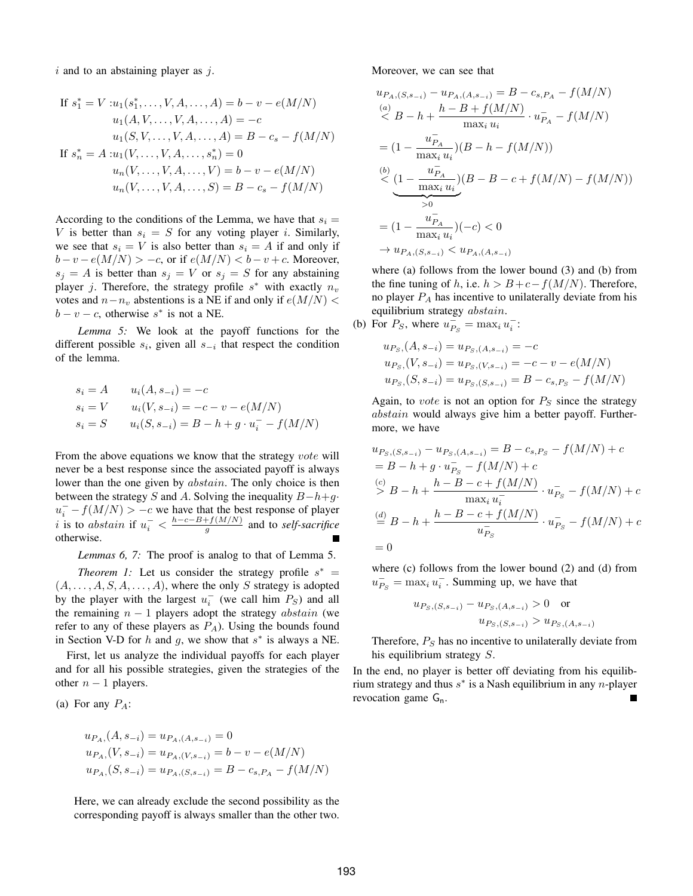$i$ and to an abstaining player as $j$.

$$
\begin{aligned}
\text{If } s_1^* = V :& u_1(s_1^*, \ldots, V, A, \ldots, A) = b - v - e(M/N) \\
& u_1(A, V, \ldots, V, A, \ldots, A) = -c \\
& u_1(S, V, \ldots, V, A, \ldots, A) = B - c_s - f(M/N) \\
\text{If } s_n^* = A :& u_1(V, \ldots, V, A, \ldots, s_n^*) = 0 \\
& u_n(V, \ldots, V, A, \ldots, V) = b - v - e(M/N) \\
& u_n(V, \ldots, V, A, \ldots, S) = B - c_s - f(M/N)
\end{aligned}
$$

According to the conditions of the Lemma, we have that $s_i = V$ is better than $s_i = S$ for any voting player $i$. Similarly, we see that $s_i = V$ is also better than $s_i = A$ if and only if $b - v - e(M/N) > -c$, or if $e(M/N) < b - v + c$. Moreover, $s_j = A$ is better than $s_j = V$ or $s_j = S$ for any abstaining player $j$. Therefore, the strategy profile $s^*$ with exactly $n_v$ votes and $n - n_v$ abstentions is a NE if and only if $e(M/N) < b - v - c$, otherwise $s^*$ is not a NE.

*Lemma 5:* We look at the payoff functions for the different possible $s_i$, given all $s_{-i}$ that respect the condition of the lemma.

$$
\begin{aligned}
s_i = A \qquad & u_i(A, s_{-i}) = -c \\
s_i = V \qquad & u_i(V, s_{-i}) = -c - v - e(M/N) \\
s_i = S \qquad & u_i(S, s_{-i}) = B - h + g \cdot u_i^{-} - f(M/N)
\end{aligned}
$$

From the above equations we know that the strategy *vote* will never be a best response since the associated payoff is always lower than the one given by *abstain*. The only choice is then between the strategy $S$ and $A$. Solving the inequality $B - h + g \cdot u_i^{-} - f(M/N) > -c$ we have that the best response of player $i$ is to *abstain* if $u_i^{-} < \frac{h - c - B + f(M/N)}{g}$ and to ***self-sacrifice*** otherwise. ■

*Lemmas 6, 7:* The proof is analog to that of Lemma 5.

*Theorem 1:* Let us consider the strategy profile $s^* = (A, \ldots, A, S, A, \ldots, A)$, where the only $S$ strategy is adopted by the player with the largest $u_i^{-}$ (we call him $P_S$) and all the remaining $n - 1$ players adopt the strategy *abstain* (we refer to any of these players as $P_A$). Using the bounds found in Section V-D for $h$ and $g$, we show that $s^*$ is always a NE.

First, let us analyze the individual payoffs for each player and for all his possible strategies, given the strategies of the other $n - 1$ players.

(a) For any $P_A$:

$$
\begin{aligned}
u_{P_A}, (A, s_{-i}) &= u_{P_A,(A,s_{-i})} = 0 \\
u_{P_A}, (V, s_{-i}) &= u_{P_A,(V,s_{-i})} = b - v - e(M/N) \\
u_{P_A}, (S, s_{-i}) &= u_{P_A,(S,s_{-i})} = B - c_{s,P_A} - f(M/N)
\end{aligned}
$$

Here, we can already exclude the second possibility as the corresponding payoff is always smaller than the other two. Moreover, we can see that

$$
\begin{aligned}
& u_{P_A,(S,s_{-i})} - u_{P_A,(A,s_{-i})} = B - c_{s,P_A} - f(M/N) \\
& \overset{(a)}{<} B - h + \frac{h - B + f(M/N)}{\max_i u_i} \cdot u_{P_A}^{-} - f(M/N) \\
& = \left(1 - \frac{u_{P_A}^{-}}{\max_i u_i}\right)(B - h - f(M/N)) \\
& \overset{(b)}{<} \underbrace{\left(1 - \frac{u_{P_A}^{-}}{\max_i u_i}\right)}_{>0}(B - B - c + f(M/N) - f(M/N)) \\
& = \left(1 - \frac{u_{P_A}^{-}}{\max_i u_i}\right)(-c) < 0 \\
& \rightarrow u_{P_A,(S,s_{-i})} < u_{P_A,(A,s_{-i})}
\end{aligned}
$$

where (a) follows from the lower bound (3) and (b) from the fine tuning of $h$, i.e. $h > B + c - f(M/N)$. Therefore, no player $P_A$ has incentive to unilaterally deviate from his equilibrium strategy *abstain*.

(b) For $P_S$, where $u_{P_S}^{-} = \max_i u_i^{-}$:

$$
\begin{aligned}
u_{P_S}, (A, s_{-i}) &= u_{P_S,(A,s_{-i})} = -c \\
u_{P_S}, (V, s_{-i}) &= u_{P_S,(V,s_{-i})} = -c - v - e(M/N) \\
u_{P_S}, (S, s_{-i}) &= u_{P_S,(S,s_{-i})} = B - c_{s,P_S} - f(M/N)
\end{aligned}
$$

Again, to *vote* is not an option for $P_S$ since the strategy *abstain* would always give him a better payoff. Furthermore, we have

$$
\begin{aligned}
& u_{P_S,(S,s_{-i})} - u_{P_S,(A,s_{-i})} = B - c_{s,P_S} - f(M/N) + c \\
& = B - h + g \cdot u_{P_S}^{-} - f(M/N) + c \\
& \overset{(c)}{>} B - h + \frac{h - B - c + f(M/N)}{\max_i u_i^{-}} \cdot u_{P_S}^{-} - f(M/N) + c \\
& \overset{(d)}{=} B - h + \frac{h - B - c + f(M/N)}{u_{P_S}^{-}} \cdot u_{P_S}^{-} - f(M/N) + c \\
& = 0
\end{aligned}
$$

where (c) follows from the lower bound (2) and (d) from $u_{P_S}^{-} = \max_i u_i^{-}$. Summing up, we have that

$$
u_{P_S,(S,s_{-i})} - u_{P_S,(A,s_{-i})} > 0 \quad \text{or} \quad u_{P_S,(S,s_{-i})} > u_{P_S,(A,s_{-i})}
$$

Therefore, $P_S$ has no incentive to unilaterally deviate from his equilibrium strategy $S$.

In the end, no player is better off deviating from his equilibrium strategy and thus $s^*$ is a Nash equilibrium in any $n$-player revocation game $\mathsf{G_n}$. ■